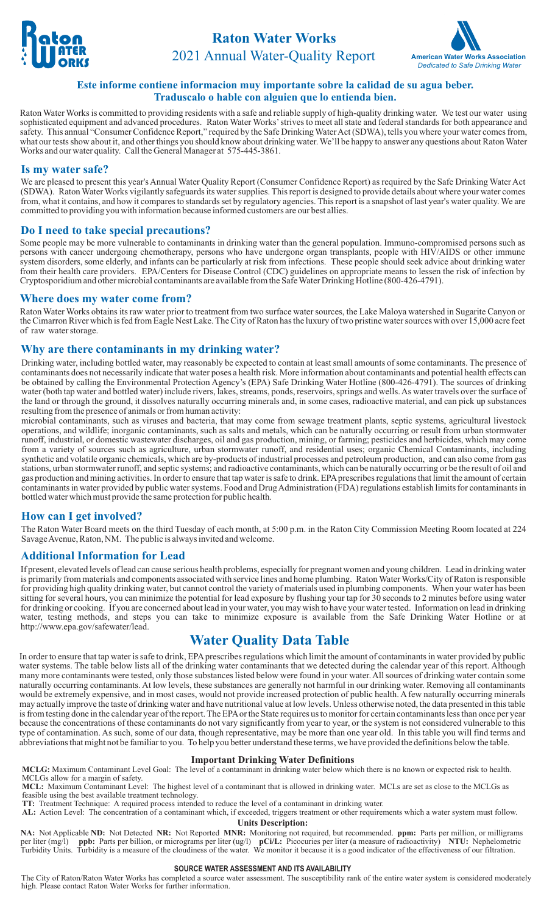# Raton Water Works

## 2021 Annual Water-Quality Report

American Water Works Association
*Dedicated to Safe Drinking Water*

**Este informe contiene informacion muy importante sobre la calidad de su agua beber. Traduscalo o hable con alguien que lo entienda bien.**

Raton Water Works is committed to providing residents with a safe and reliable supply of high-quality drinking water. We test our water using sophisticated equipment and advanced procedures. Raton Water Works' strives to meet all state and federal standards for both appearance and safety. This annual "Consumer Confidence Report," required by the Safe Drinking Water Act (SDWA), tells you where your water comes from, what our tests show about it, and other things you should know about drinking water. We'll be happy to answer any questions about Raton Water Works and our water quality. Call the General Manager at 575-445-3861.

### Is my water safe?

We are pleased to present this year's Annual Water Quality Report (Consumer Confidence Report) as required by the Safe Drinking Water Act (SDWA). Raton Water Works vigilantly safeguards its water supplies. This report is designed to provide details about where your water comes from, what it contains, and how it compares to standards set by regulatory agencies. This report is a snapshot of last year's water quality. We are committed to providing you with information because informed customers are our best allies.

### Do I need to take special precautions?

Some people may be more vulnerable to contaminants in drinking water than the general population. Immuno-compromised persons such as persons with cancer undergoing chemotherapy, persons who have undergone organ transplants, people with HIV/AIDS or other immune system disorders, some elderly, and infants can be particularly at risk from infections. These people should seek advice about drinking water from their health care providers. EPA/Centers for Disease Control (CDC) guidelines on appropriate means to lessen the risk of infection by Cryptosporidium and other microbial contaminants are available from the Safe Water Drinking Hotline (800-426-4791).

### Where does my water come from?

Raton Water Works obtains its raw water prior to treatment from two surface water sources, the Lake Maloya watershed in Sugarite Canyon or the Cimarron River which is fed from Eagle Nest Lake. The City of Raton has the luxury of two pristine water sources with over 15,000 acre feet of raw water storage.

### Why are there contaminants in my drinking water?

Drinking water, including bottled water, may reasonably be expected to contain at least small amounts of some contaminants. The presence of contaminants does not necessarily indicate that water poses a health risk. More information about contaminants and potential health effects can be obtained by calling the Environmental Protection Agency's (EPA) Safe Drinking Water Hotline (800-426-4791). The sources of drinking water (both tap water and bottled water) include rivers, lakes, streams, ponds, reservoirs, springs and wells. As water travels over the surface of the land or through the ground, it dissolves naturally occurring minerals and, in some cases, radioactive material, and can pick up substances resulting from the presence of animals or from human activity:

microbial contaminants, such as viruses and bacteria, that may come from sewage treatment plants, septic systems, agricultural livestock operations, and wildlife; inorganic contaminants, such as salts and metals, which can be naturally occurring or result from urban stormwater runoff, industrial, or domestic wastewater discharges, oil and gas production, mining, or farming; pesticides and herbicides, which may come from a variety of sources such as agriculture, urban stormwater runoff, and residential uses; organic Chemical Contaminants, including synthetic and volatile organic chemicals, which are by-products of industrial processes and petroleum production, and can also come from gas stations, urban stormwater runoff, and septic systems; and radioactive contaminants, which can be naturally occurring or be the result of oil and gas production and mining activities. In order to ensure that tap water is safe to drink. EPA prescribes regulations that limit the amount of certain contaminants in water provided by public water systems. Food and Drug Administration (FDA) regulations establish limits for contaminants in bottled water which must provide the same protection for public health.

### How can I get involved?

The Raton Water Board meets on the third Tuesday of each month, at 5:00 p.m. in the Raton City Commission Meeting Room located at 224 Savage Avenue, Raton, NM. The public is always invited and welcome.

### Additional Information for Lead

If present, elevated levels of lead can cause serious health problems, especially for pregnant women and young children. Lead in drinking water is primarily from materials and components associated with service lines and home plumbing. Raton Water Works/City of Raton is responsible for providing high quality drinking water, but cannot control the variety of materials used in plumbing components. When your water has been sitting for several hours, you can minimize the potential for lead exposure by flushing your tap for 30 seconds to 2 minutes before using water for drinking or cooking. If you are concerned about lead in your water, you may wish to have your water tested. Information on lead in drinking water, testing methods, and steps you can take to minimize exposure is available from the Safe Drinking Water Hotline or at http://www.epa.gov/safewater/lead.

## Water Quality Data Table

In order to ensure that tap water is safe to drink, EPA prescribes regulations which limit the amount of contaminants in water provided by public water systems. The table below lists all of the drinking water contaminants that we detected during the calendar year of this report. Although many more contaminants were tested, only those substances listed below were found in your water. All sources of drinking water contain some naturally occurring contaminants. At low levels, these substances are generally not harmful in our drinking water. Removing all contaminants would be extremely expensive, and in most cases, would not provide increased protection of public health. A few naturally occurring minerals may actually improve the taste of drinking water and have nutritional value at low levels. Unless otherwise noted, the data presented in this table is from testing done in the calendar year of the report. The EPA or the State requires us to monitor for certain contaminants less than once per year because the concentrations of these contaminants do not vary significantly from year to year, or the system is not considered vulnerable to this type of contamination. As such, some of our data, though representative, may be more than one year old. In this table you will find terms and abbreviations that might not be familiar to you. To help you better understand these terms, we have provided the definitions below the table.

### Important Drinking Water Definitions

**MCLG:** Maximum Contaminant Level Goal: The level of a contaminant in drinking water below which there is no known or expected risk to health. MCLGs allow for a margin of safety.

**MCL:** Maximum Contaminant Level: The highest level of a contaminant that is allowed in drinking water. MCLs are set as close to the MCLGs as feasible using the best available treatment technology.

**TT:** Treatment Technique: A required process intended to reduce the level of a contaminant in drinking water.

**AL:** Action Level: The concentration of a contaminant which, if exceeded, triggers treatment or other requirements which a water system must follow.

### Units Description:

**NA:** Not Applicable **ND:** Not Detected **NR:** Not Reported **MNR:** Monitoring not required, but recommended. **ppm:** Parts per million, or milligrams per liter (mg/l) **ppb:** Parts per billion, or micrograms per liter (ug/l) **pCi/L:** Picocuries per liter (a measure of radioactivity) **NTU:** Nephelometric Turbidity Units. Turbidity is a measure of the cloudiness of the water. We monitor it because it is a good indicator of the effectiveness of our filtration.

### SOURCE WATER ASSESSMENT AND ITS AVAILABILITY

The City of Raton/Raton Water Works has completed a source water assessment. The susceptibility rank of the entire water system is considered moderately high. Please contact Raton Water Works for further information.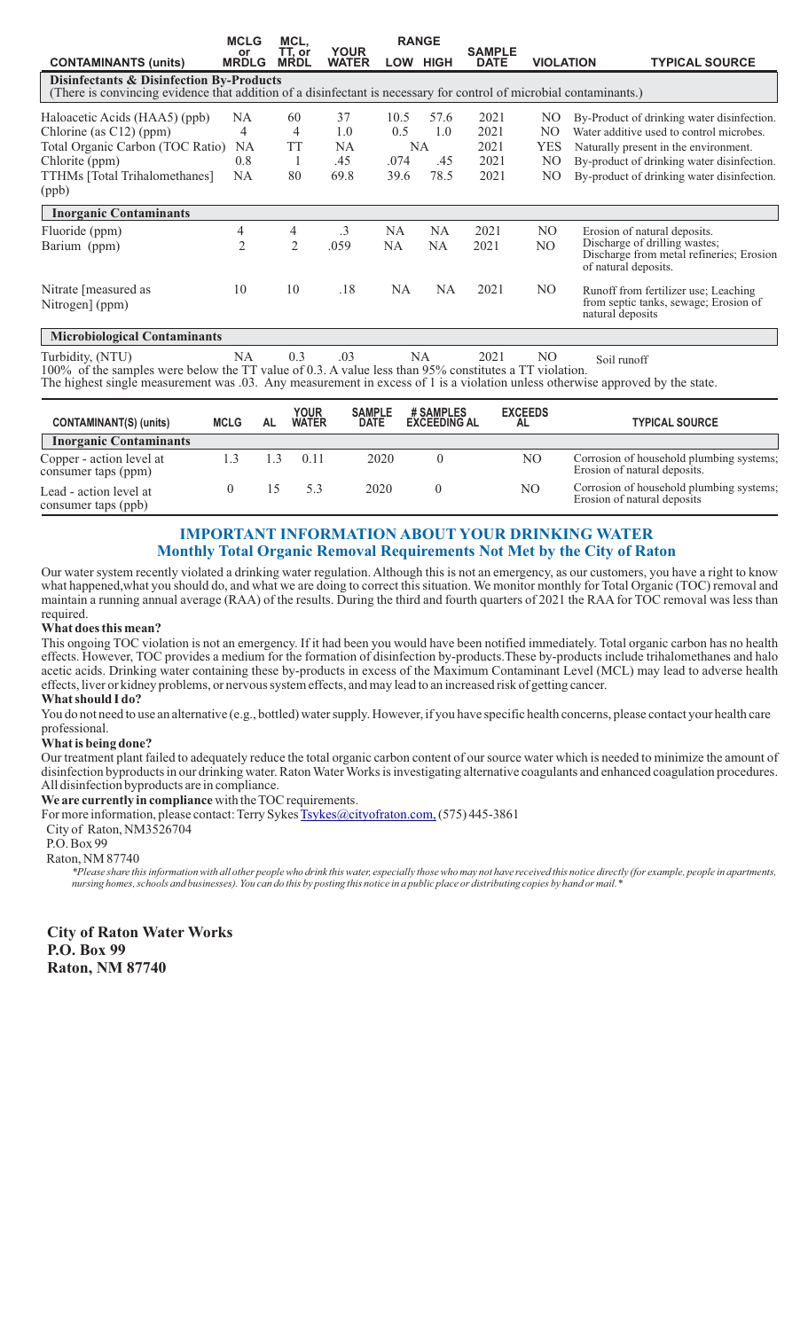| CONTAMINANTS (units) | MCLG or MRDLG | MCL, TT, or MRDL | YOUR WATER | RANGE LOW | RANGE HIGH | SAMPLE DATE | VIOLATION | TYPICAL SOURCE |
|---|---|---|---|---|---|---|---|---|
| **Disinfectants & Disinfection By-Products** (There is convincing evidence that addition of a disinfectant is necessary for control of microbial contaminants.) | | | | | | | | |
| Haloacetic Acids (HAA5) (ppb) | NA | 60 | 37 | 10.5 | 57.6 | 2021 | NO | By-Product of drinking water disinfection. |
| Chlorine (as C12) (ppm) | 4 | 4 | 1.0 | 0.5 | 1.0 | 2021 | NO | Water additive used to control microbes. |
| Total Organic Carbon (TOC Ratio) | NA | TT | NA | NA | | 2021 | YES | Naturally present in the environment. |
| Chlorite (ppm) | 0.8 | 1 | .45 | .074 | .45 | 2021 | NO | By-product of drinking water disinfection. |
| TTHMs [Total Trihalomethanes] (ppb) | NA | 80 | 69.8 | 39.6 | 78.5 | 2021 | NO | By-product of drinking water disinfection. |
| **Inorganic Contaminants** | | | | | | | | |
| Fluoride (ppm) | 4 | 4 | .3 | NA | NA | 2021 | NO | Erosion of natural deposits. |
| Barium (ppm) | 2 | 2 | .059 | NA | NA | 2021 | NO | Discharge of drilling wastes; Discharge from metal refineries; Erosion of natural deposits. |
| Nitrate [measured as Nitrogen] (ppm) | 10 | 10 | .18 | NA | NA | 2021 | NO | Runoff from fertilizer use; Leaching from septic tanks, sewage; Erosion of natural deposits |
| **Microbiological Contaminants** | | | | | | | | |
| Turbidity, (NTU) | NA | 0.3 | .03 | NA | | 2021 | NO | Soil runoff |

100% of the samples were below the TT value of 0.3. A value less than 95% constitutes a TT violation.
The highest single measurement was .03. Any measurement in excess of 1 is a violation unless otherwise approved by the state.

| CONTAMINANT(S) (units) | MCLG | AL | YOUR WATER | SAMPLE DATE | # SAMPLES EXCEEDING AL | EXCEEDS AL | TYPICAL SOURCE |
|---|---|---|---|---|---|---|---|
| **Inorganic Contaminants** | | | | | | | |
| Copper - action level at consumer taps (ppm) | 1.3 | 1.3 | 0.11 | 2020 | 0 | NO | Corrosion of household plumbing systems; Erosion of natural deposits. |
| Lead - action level at consumer taps (ppb) | 0 | 15 | 5.3 | 2020 | 0 | NO | Corrosion of household plumbing systems; Erosion of natural deposits |

## IMPORTANT INFORMATION ABOUT YOUR DRINKING WATER
## Monthly Total Organic Removal Requirements Not Met by the City of Raton

Our water system recently violated a drinking water regulation. Although this is not an emergency, as our customers, you have a right to know what happened,what you should do, and what we are doing to correct this situation. We monitor monthly for Total Organic (TOC) removal and maintain a running annual average (RAA) of the results. During the third and fourth quarters of 2021 the RAA for TOC removal was less than required.

**What does this mean?**

This ongoing TOC violation is not an emergency. If it had been you would have been notified immediately. Total organic carbon has no health effects. However, TOC provides a medium for the formation of disinfection by-products.These by-products include trihalomethanes and halo acetic acids. Drinking water containing these by-products in excess of the Maximum Contaminant Level (MCL) may lead to adverse health effects, liver or kidney problems, or nervous system effects, and may lead to an increased risk of getting cancer.

**What should I do?**

You do not need to use an alternative (e.g., bottled) water supply. However, if you have specific health concerns, please contact your health care professional.

**What is being done?**

Our treatment plant failed to adequately reduce the total organic carbon content of our source water which is needed to minimize the amount of disinfection byproducts in our drinking water. Raton Water Works is investigating alternative coagulants and enhanced coagulation procedures. All disinfection byproducts are in compliance.

**We are currently in compliance** with the TOC requirements.

For more information, please contact: Terry Sykes Tsykes@cityofraton.com, (575) 445-3861

City of Raton, NM3526704
P.O. Box 99
Raton, NM 87740

*\*Please share this information with all other people who drink this water, especially those who may not have received this notice directly (for example, people in apartments, nursing homes, schools and businesses). You can do this by posting this notice in a public place or distributing copies by hand or mail.\**

**City of Raton Water Works**
**P.O. Box 99**
**Raton, NM 87740**